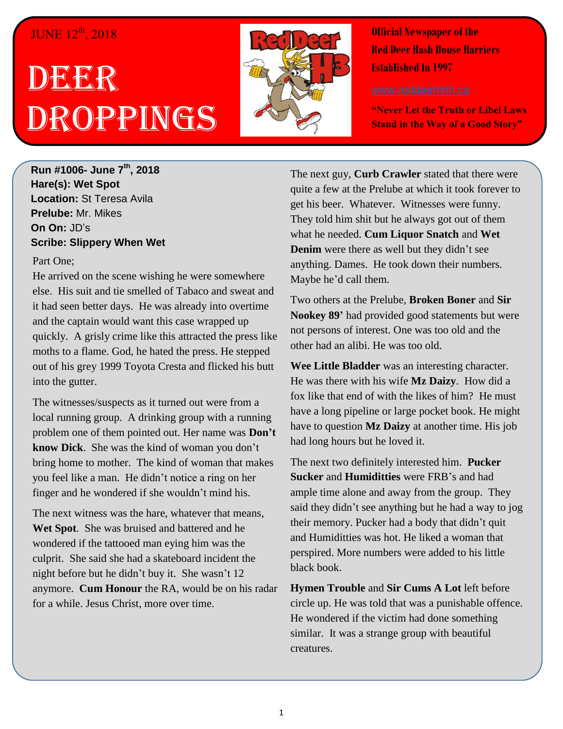JUNE 12th, 2018

# DEER DROPPINGS

**Official Newspaper of the Red Deer Hash House Harriers Established In 1997**

www.reddeerhhh.ca

**"Never Let the Truth or Libel Laws Stand in the Way of a Good Story"**

**Run #1006- June 7th, 2018**
**Hare(s): Wet Spot**
**Location:** St Teresa Avila
**Prelube:** Mr. Mikes
**On On:** JD's
**Scribe: Slippery When Wet**

Part One;

He arrived on the scene wishing he were somewhere else. His suit and tie smelled of Tabaco and sweat and it had seen better days. He was already into overtime and the captain would want this case wrapped up quickly. A grisly crime like this attracted the press like moths to a flame. God, he hated the press. He stepped out of his grey 1999 Toyota Cresta and flicked his butt into the gutter.

The witnesses/suspects as it turned out were from a local running group. A drinking group with a running problem one of them pointed out. Her name was **Don't know Dick**. She was the kind of woman you don't bring home to mother. The kind of woman that makes you feel like a man. He didn't notice a ring on her finger and he wondered if she wouldn't mind his.

The next witness was the hare, whatever that means, **Wet Spot**. She was bruised and battered and he wondered if the tattooed man eying him was the culprit. She said she had a skateboard incident the night before but he didn't buy it. She wasn't 12 anymore. **Cum Honour** the RA, would be on his radar for a while. Jesus Christ, more over time.

The next guy, **Curb Crawler** stated that there were quite a few at the Prelube at which it took forever to get his beer. Whatever. Witnesses were funny. They told him shit but he always got out of them what he needed. **Cum Liquor Snatch** and **Wet Denim** were there as well but they didn't see anything. Dames. He took down their numbers. Maybe he'd call them.

Two others at the Prelube, **Broken Boner** and **Sir Nookey 89'** had provided good statements but were not persons of interest. One was too old and the other had an alibi. He was too old.

**Wee Little Bladder** was an interesting character. He was there with his wife **Mz Daizy**. How did a fox like that end of with the likes of him? He must have a long pipeline or large pocket book. He might have to question **Mz Daizy** at another time. His job had long hours but he loved it.

The next two definitely interested him. **Pucker Sucker** and **Humiditties** were FRB's and had ample time alone and away from the group. They said they didn't see anything but he had a way to jog their memory. Pucker had a body that didn't quit and Humiditties was hot. He liked a woman that perspired. More numbers were added to his little black book.

**Hymen Trouble** and **Sir Cums A Lot** left before circle up. He was told that was a punishable offence. He wondered if the victim had done something similar. It was a strange group with beautiful creatures.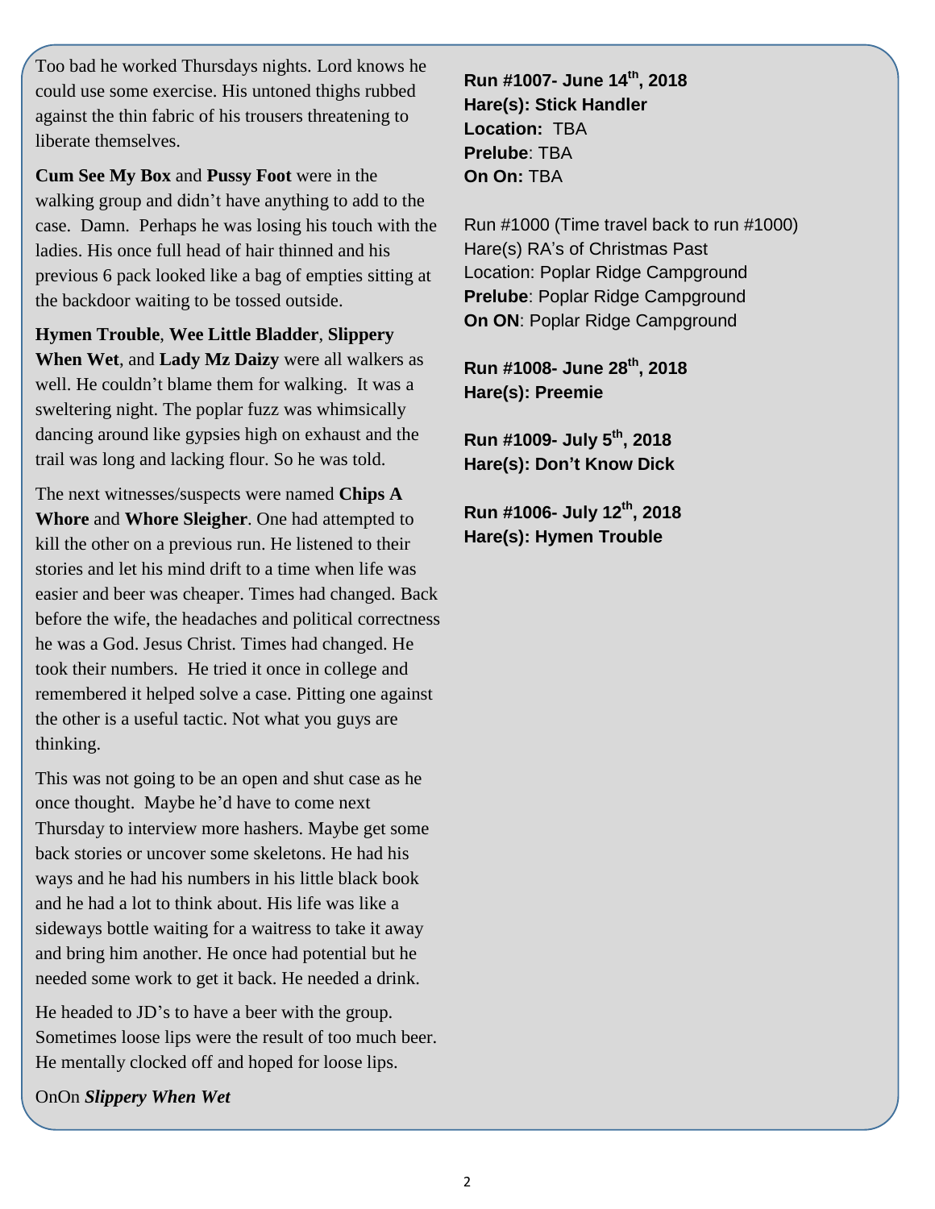Too bad he worked Thursdays nights. Lord knows he could use some exercise. His untoned thighs rubbed against the thin fabric of his trousers threatening to liberate themselves.

**Cum See My Box** and **Pussy Foot** were in the walking group and didn't have anything to add to the case. Damn. Perhaps he was losing his touch with the ladies. His once full head of hair thinned and his previous 6 pack looked like a bag of empties sitting at the backdoor waiting to be tossed outside.

**Hymen Trouble**, **Wee Little Bladder**, **Slippery When Wet**, and **Lady Mz Daizy** were all walkers as well. He couldn't blame them for walking. It was a sweltering night. The poplar fuzz was whimsically dancing around like gypsies high on exhaust and the trail was long and lacking flour. So he was told.

The next witnesses/suspects were named **Chips A Whore** and **Whore Sleigher**. One had attempted to kill the other on a previous run. He listened to their stories and let his mind drift to a time when life was easier and beer was cheaper. Times had changed. Back before the wife, the headaches and political correctness he was a God. Jesus Christ. Times had changed. He took their numbers. He tried it once in college and remembered it helped solve a case. Pitting one against the other is a useful tactic. Not what you guys are thinking.

This was not going to be an open and shut case as he once thought. Maybe he'd have to come next Thursday to interview more hashers. Maybe get some back stories or uncover some skeletons. He had his ways and he had his numbers in his little black book and he had a lot to think about. His life was like a sideways bottle waiting for a waitress to take it away and bring him another. He once had potential but he needed some work to get it back. He needed a drink.

He headed to JD's to have a beer with the group. Sometimes loose lips were the result of too much beer. He mentally clocked off and hoped for loose lips.

OnOn ***Slippery When Wet***

**Run #1007- June 14th, 2018**
**Hare(s): Stick Handler**
**Location:** TBA
**Prelube**: TBA
**On On:** TBA

Run #1000 (Time travel back to run #1000)
Hare(s) RA's of Christmas Past
Location: Poplar Ridge Campground
**Prelube**: Poplar Ridge Campground
**On ON**: Poplar Ridge Campground

**Run #1008- June 28th, 2018**
**Hare(s): Preemie**

**Run #1009- July 5th, 2018**
**Hare(s): Don't Know Dick**

**Run #1006- July 12th, 2018**
**Hare(s): Hymen Trouble**